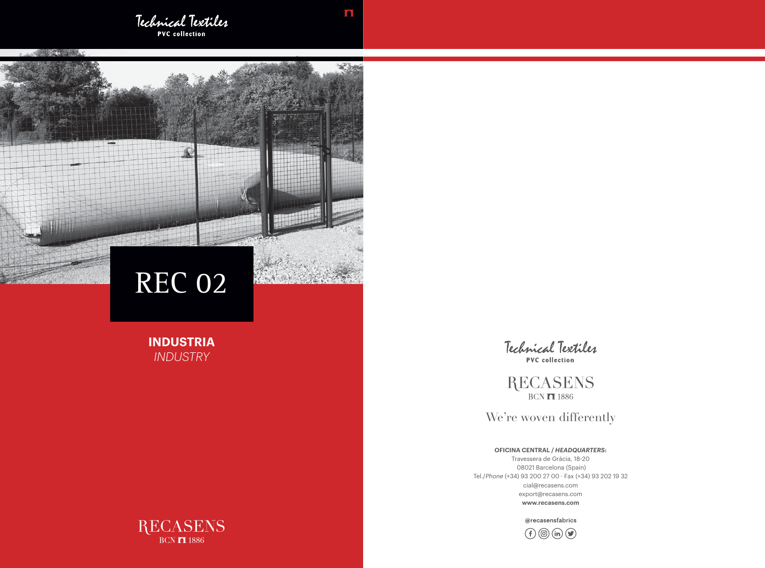Technical Textiles
**PVC collection**

# REC 02

**INDUSTRIA**
*INDUSTRY*

RECASENS
BCN 1886

Technical Textiles
**PVC collection**

RECASENS
BCN 1886

We're woven differently

**OFICINA CENTRAL / *HEADQUARTERS*:**
Travessera de Gràcia, 18-20
08021 Barcelona (Spain)
Tel./*Phone* (+34) 93 200 27 00 · Fax (+34) 93 202 19 32
cial@recasens.com
export@recasens.com
**www.recasens.com**

**@recasensfabrics**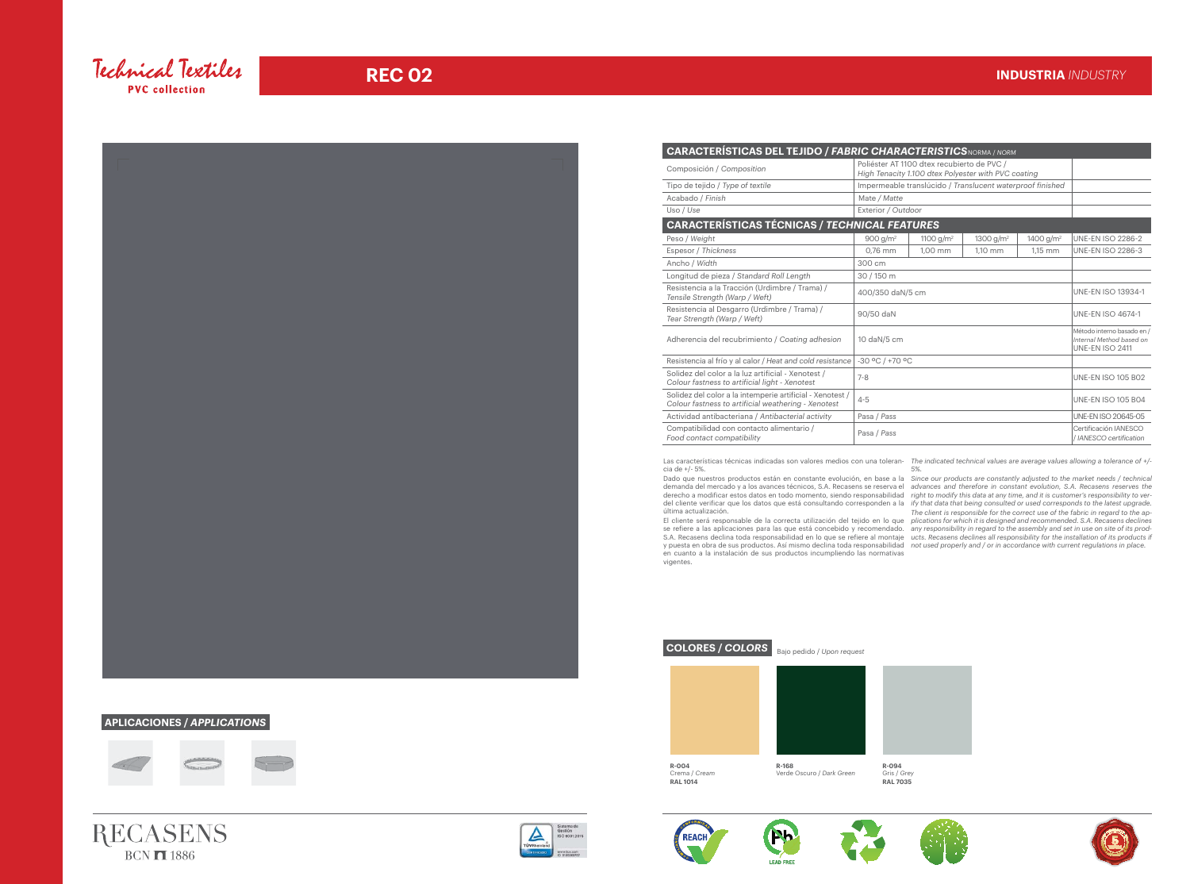# REC 02

**INDUSTRIA** *INDUSTRY*

## CARACTERÍSTICAS DEL TEJIDO / *FABRIC CHARACTERISTICS*

| | | | | | NORMA / *NORM* |
|---|---|---|---|---|---|
| Composición / *Composition* | Poliéster AT 1100 dtex recubierto de PVC / *High Tenacity 1.100 dtex Polyester with PVC coating* | | | | |
| Tipo de tejido / *Type of textile* | Impermeable translúcido / *Translucent waterproof finished* | | | | |
| Acabado / *Finish* | Mate / *Matte* | | | | |
| Uso / *Use* | Exterior / *Outdoor* | | | | |

## CARACTERÍSTICAS TÉCNICAS / *TECHNICAL FEATURES*

| | | | | | |
|---|---|---|---|---|---|
| Peso / *Weight* | 900 g/m² | 1100 g/m² | 1300 g/m² | 1400 g/m² | UNE-EN ISO 2286-2 |
| Espesor / *Thickness* | 0,76 mm | 1,00 mm | 1,10 mm | 1,15 mm | UNE-EN ISO 2286-3 |
| Ancho / *Width* | 300 cm | | | | |
| Longitud de pieza / *Standard Roll Length* | 30 / 150 m | | | | |
| Resistencia a la Tracción (Urdimbre / Trama) / *Tensile Strength (Warp / Weft)* | 400/350 daN/5 cm | | | | UNE-EN ISO 13934-1 |
| Resistencia al Desgarro (Urdimbre / Trama) / *Tear Strength (Warp / Weft)* | 90/50 daN | | | | UNE-EN ISO 4674-1 |
| Adherencia del recubrimiento / *Coating adhesion* | 10 daN/5 cm | | | | Método interno basado en / *Internal Method based on* UNE-EN ISO 2411 |
| Resistencia al frío y al calor / *Heat and cold resistance* | -30 ºC / +70 ºC | | | | |
| Solidez del color a la luz artificial - Xenotest / *Colour fastness to artificial light - Xenotest* | 7-8 | | | | UNE-EN ISO 105 B02 |
| Solidez del color a la intemperie artificial - Xenotest / *Colour fastness to artificial weathering - Xenotest* | 4-5 | | | | UNE-EN ISO 105 B04 |
| Actividad antibacteriana / *Antibacterial activity* | Pasa / *Pass* | | | | UNE-EN ISO 20645-05 |
| Compatibilidad con contacto alimentario / *Food contact compatibility* | Pasa / *Pass* | | | | Certificación IANESCO / *IANESCO certification* |

Las características técnicas indicadas son valores medios con una tolerancia de +/- 5%.

Dado que nuestros productos están en constante evolución, en base a la demanda del mercado y a los avances técnicos, S.A. Recasens se reserva el derecho a modificar estos datos en todo momento, siendo responsabilidad del cliente verificar que los datos que está consultando corresponden a la última actualización.

El cliente será responsable de la correcta utilización del tejido en lo que se refiere a las aplicaciones para las que está concebido y recomendado. S.A. Recasens declina toda responsabilidad en lo que se refiere al montaje y puesta en obra de sus productos. Así mismo declina toda responsabilidad en cuanto a la instalación de sus productos incumpliendo las normativas vigentes.

*The indicated technical values are average values allowing a tolerance of +/- 5%.*

*Since our products are constantly adjusted to the market needs / technical advances and therefore in constant evolution, S.A. Recasens reserves the right to modify this data at any time, and it is customer's responsibility to verify that data that being consulted or used corresponds to the latest upgrade.*

*The client is responsible for the correct use of the fabric in regard to the applications for which it is designed and recommended. S.A. Recasens declines any responsibility in regard to the assembly and set in use on site of its products. Recasens declines all responsibility for the installation of its products if not used properly and / or in accordance with current regulations in place.*

## COLORES / *COLORS*

Bajo pedido / *Upon request*

**R-004**
Crema / *Cream*
**RAL 1014**

**R-168**
Verde Oscuro / *Dark Green*

**R-094**
Gris / *Grey*
**RAL 7035**

## APLICACIONES / *APPLICATIONS*

RECASENS
BCN 1886